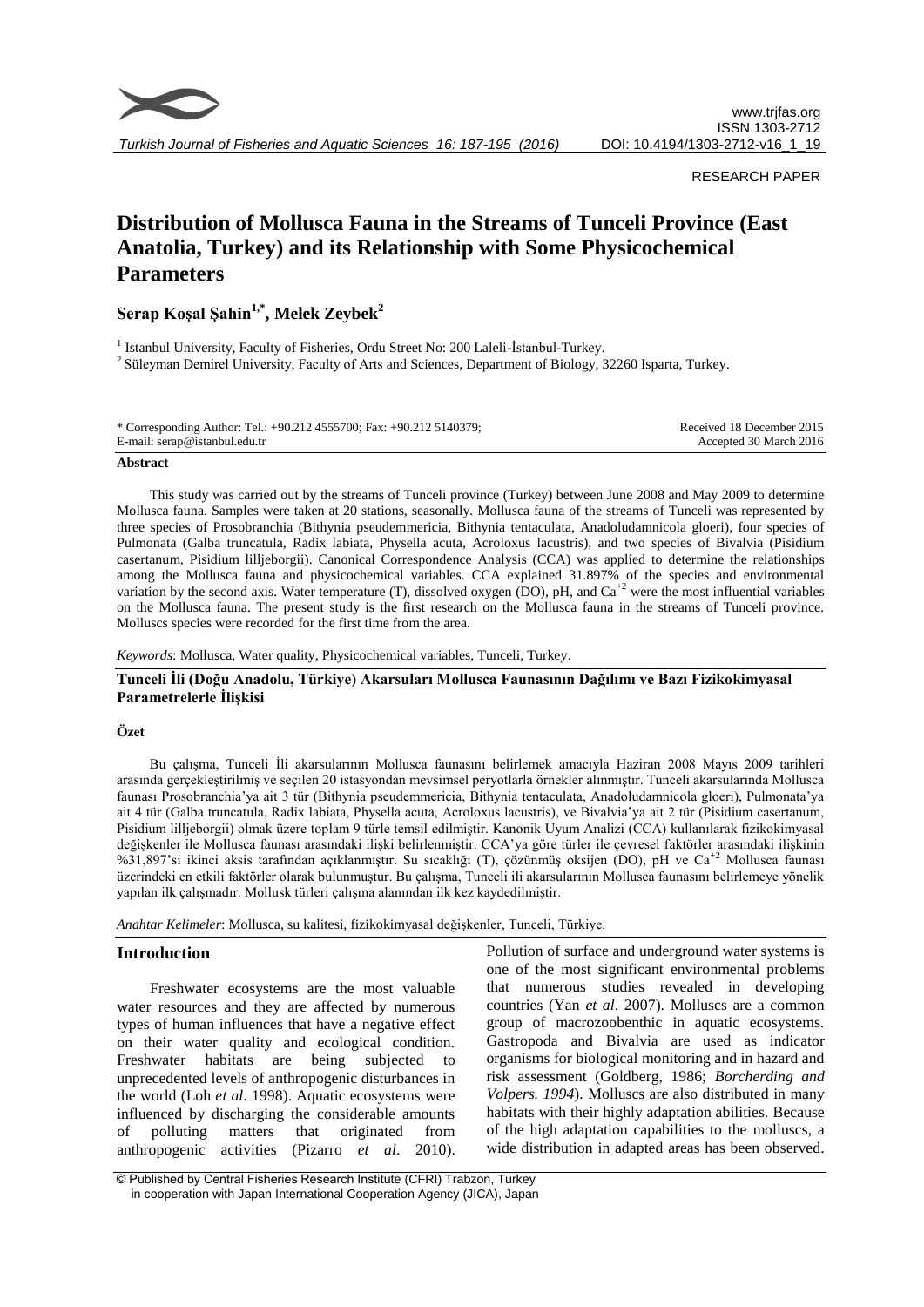RESEARCH PAPER

# Distribution of Mollusca Fauna in the Streams of Tunceli Province (East Anatolia, Turkey) and its Relationship with Some Physicochemical Parameters

**Serap Koşal Şahin[1,*], Melek Zeybek[2]**

[1] Istanbul University, Faculty of Fisheries, Ordu Street No: 200 Laleli-İstanbul-Turkey.
[2] Süleyman Demirel University, Faculty of Arts and Sciences, Department of Biology, 32260 Isparta, Turkey.

\* Corresponding Author: Tel.: +90.212 4555700; Fax: +90.212 5140379; E-mail: serap@istanbul.edu.tr

Received 18 December 2015
Accepted 30 March 2016

## Abstract

This study was carried out by the streams of Tunceli province (Turkey) between June 2008 and May 2009 to determine Mollusca fauna. Samples were taken at 20 stations, seasonally. Mollusca fauna of the streams of Tunceli was represented by three species of Prosobranchia (Bithynia pseudemmericia, Bithynia tentaculata, Anadoludamnicola gloeri), four species of Pulmonata (Galba truncatula, Radix labiata, Physella acuta, Acroloxus lacustris), and two species of Bivalvia (Pisidium casertanum, Pisidium lilljeborgii). Canonical Correspondence Analysis (CCA) was applied to determine the relationships among the Mollusca fauna and physicochemical variables. CCA explained 31.897% of the species and environmental variation by the second axis. Water temperature (T), dissolved oxygen (DO), pH, and $Ca^{+2}$ were the most influential variables on the Mollusca fauna. The present study is the first research on the Mollusca fauna in the streams of Tunceli province. Molluscs species were recorded for the first time from the area.

*Keywords*: Mollusca, Water quality, Physicochemical variables, Tunceli, Turkey.

### Tunceli İli (Doğu Anadolu, Türkiye) Akarsuları Mollusca Faunasının Dağılımı ve Bazı Fizikokimyasal Parametrelerle İlişkisi

#### Özet

Bu çalışma, Tunceli İli akarsularının Mollusca faunasını belirlemek amacıyla Haziran 2008 Mayıs 2009 tarihleri arasında gerçekleştirilmiş ve seçilen 20 istasyondan mevsimsel peryotlarla örnekler alınmıştır. Tunceli akarsularında Mollusca faunası Prosobranchia'ya ait 3 tür (Bithynia pseudemmericia, Bithynia tentaculata, Anadoludamnicola gloeri), Pulmonata'ya ait 4 tür (Galba truncatula, Radix labiata, Physella acuta, Acroloxus lacustris), ve Bivalvia'ya ait 2 tür (Pisidium casertanum, Pisidium lilljeborgii) olmak üzere toplam 9 türle temsil edilmiştir. Kanonik Uyum Analizi (CCA) kullanılarak fizikokimyasal değişkenler ile Mollusca faunası arasındaki ilişki belirlenmiştir. CCA'ya göre türler ile çevresel faktörler arasındaki ilişkinin %31,897'si ikinci aksis tarafından açıklanmıştır. Su sıcaklığı (T), çözünmüş oksijen (DO), pH ve $Ca^{+2}$ Mollusca faunası üzerindeki en etkili faktörler olarak bulunmuştur. Bu çalışma, Tunceli ili akarsularının Mollusca faunasını belirlemeye yönelik yapılan ilk çalışmadır. Mollusk türleri çalışma alanından ilk kez kaydedilmiştir.

*Anahtar Kelimeler*: Mollusca, su kalitesi, fizikokimyasal değişkenler, Tunceli, Türkiye.

## Introduction

Freshwater ecosystems are the most valuable water resources and they are affected by numerous types of human influences that have a negative effect on their water quality and ecological condition. Freshwater habitats are being subjected to unprecedented levels of anthropogenic disturbances in the world (Loh *et al*. 1998). Aquatic ecosystems were influenced by discharging the considerable amounts of polluting matters that originated from anthropogenic activities (Pizarro *et al*. 2010). Pollution of surface and underground water systems is one of the most significant environmental problems that numerous studies revealed in developing countries (Yan *et al*. 2007). Molluscs are a common group of macrozoobenthic in aquatic ecosystems. Gastropoda and Bivalvia are used as indicator organisms for biological monitoring and in hazard and risk assessment (Goldberg, 1986; *Borcherding and Volpers. 1994*). Molluscs are also distributed in many habitats with their highly adaptation abilities. Because of the high adaptation capabilities to the molluscs, a wide distribution in adapted areas has been observed.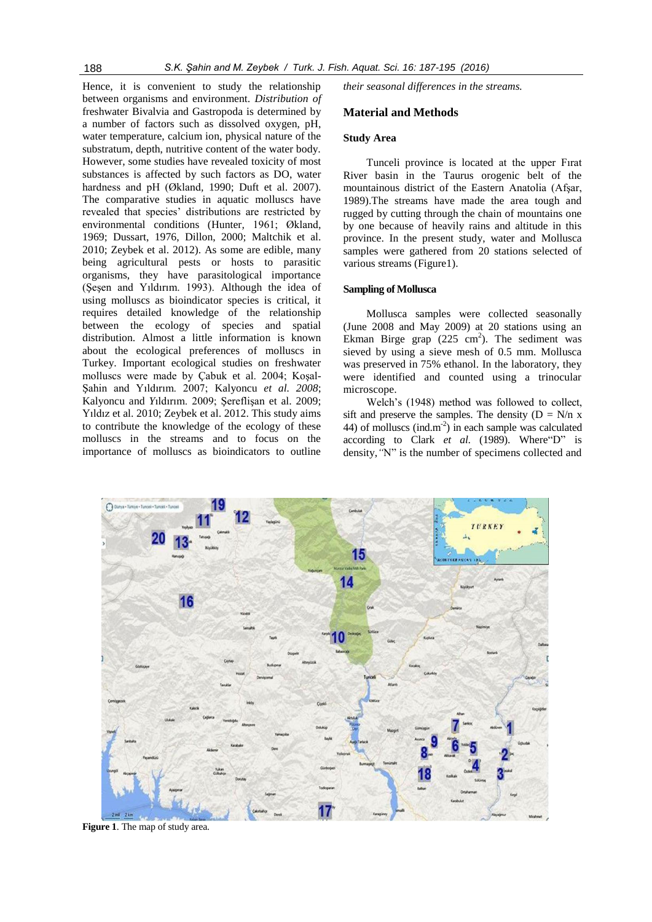Hence, it is convenient to study the relationship between organisms and environment. *Distribution of* freshwater Bivalvia and Gastropoda is determined by a number of factors such as dissolved oxygen, pH, water temperature, calcium ion, physical nature of the substratum, depth, nutritive content of the water body. However, some studies have revealed toxicity of most substances is affected by such factors as DO, water hardness and pH (Økland, 1990; Duft et al. 2007). The comparative studies in aquatic molluscs have revealed that species' distributions are restricted by environmental conditions (Hunter, 1961; Økland, 1969; Dussart, 1976, Dillon, 2000; Maltchik et al. 2010; Zeybek et al. 2012). As some are edible, many being agricultural pests or hosts to parasitic organisms, they have parasitological importance (Şeşen and Yıldırım. 1993). Although the idea of using molluscs as bioindicator species is critical, it requires detailed knowledge of the relationship between the ecology of species and spatial distribution. Almost a little information is known about the ecological preferences of molluscs in Turkey. Important ecological studies on freshwater molluscs were made by Çabuk et al. 2004; Koşal-Şahin and Yıldırım. 2007; Kalyoncu *et al. 2008*; Kalyoncu and Yıldırım. 2009; Şereflişan et al. 2009; Yıldız et al. 2010; Zeybek et al. 2012. This study aims to contribute the knowledge of the ecology of these molluscs in the streams and to focus on the importance of molluscs as bioindicators to outline *their seasonal differences in the streams.*

## Material and Methods

### Study Area

Tunceli province is located at the upper Fırat River basin in the Taurus orogenic belt of the mountainous district of the Eastern Anatolia (Afşar, 1989).The streams have made the area tough and rugged by cutting through the chain of mountains one by one because of heavily rains and altitude in this province. In the present study, water and Mollusca samples were gathered from 20 stations selected of various streams (Figure1).

#### Sampling of Mollusca

Mollusca samples were collected seasonally (June 2008 and May 2009) at 20 stations using an Ekman Birge grap (225 $cm^2$). The sediment was sieved by using a sieve mesh of 0.5 mm. Mollusca was preserved in 75% ethanol. In the laboratory, they were identified and counted using a trinocular microscope.

Welch's (1948) method was followed to collect, sift and preserve the samples. The density ($D = N/n \times 44$) of molluscs (ind.$m^{-2}$) in each sample was calculated according to Clark *et al.* (1989). Where"D" is density,"N" is the number of specimens collected and

**Figure 1**. The map of study area.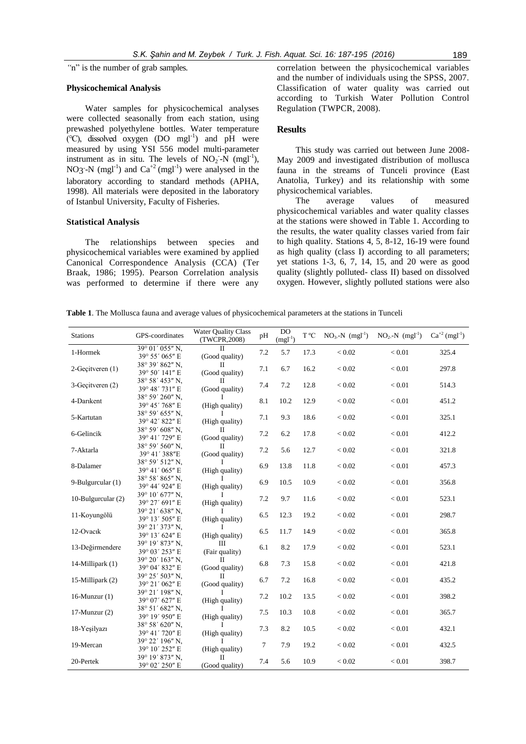"n" is the number of grab samples.

### Physicochemical Analysis

Water samples for physicochemical analyses were collected seasonally from each station, using prewashed polyethylene bottles. Water temperature (℃), dissolved oxygen (DO $mgl^{-1}$) and pH were measured by using YSI 556 model multi-parameter instrument as in situ. The levels of $NO_2^-$-N ($mgl^{-1}$), $NO_3^-$-N ($mgl^{-1}$) and $Ca^{+2}$ ($mgl^{-1}$) were analysed in the laboratory according to standard methods (APHA, 1998). All materials were deposited in the laboratory of Istanbul University, Faculty of Fisheries.

### Statistical Analysis

The relationships between species and physicochemical variables were examined by applied Canonical Correspondence Analysis (CCA) (Ter Braak, 1986; 1995). Pearson Correlation analysis was performed to determine if there were any correlation between the physicochemical variables and the number of individuals using the SPSS, 2007. Classification of water quality was carried out according to Turkish Water Pollution Control Regulation (TWPCR, 2008).

## Results

This study was carried out between June 2008-May 2009 and investigated distribution of mollusca fauna in the streams of Tunceli province (East Anatolia, Turkey) and its relationship with some physicochemical variables.

The average values of measured physicochemical variables and water quality classes at the stations were showed in Table 1. According to the results, the water quality classes varied from fair to high quality. Stations 4, 5, 8-12, 16-19 were found as high quality (class I) according to all parameters; yet stations 1-3, 6, 7, 14, 15, and 20 were as good quality (slightly polluted- class II) based on dissolved oxygen. However, slightly polluted stations were also

**Table 1**. The Mollusca fauna and average values of physicochemical parameters at the stations in Tunceli

| Stations | GPS-coordinates | Water Quality Class (TWPCR,2008) | pH | DO ($mgl^{-1}$) | T ºC | $NO_3$-N ($mgl^{-1}$) | $NO_2$-N ($mgl^{-1}$) | $Ca^{+2}$ ($mgl^{-1}$) |
|---|---|---|---|---|---|---|---|---|
| 1-Hormek | 39° 01′ 055″ N, 39° 55′ 065″ E | II (Good quality) | 7.2 | 5.7 | 17.3 | < 0.02 | < 0.01 | 325.4 |
| 2-Geçitveren (1) | 38° 39′ 862″ N, 39° 50′ 141″ E | II (Good quality) | 7.1 | 6.7 | 16.2 | < 0.02 | < 0.01 | 297.8 |
| 3-Geçitveren (2) | 38° 58′ 453″ N, 39° 48′ 731″ E | II (Good quality) | 7.4 | 7.2 | 12.8 | < 0.02 | < 0.01 | 514.3 |
| 4-Darıkent | 38° 59′ 260″ N, 39° 45′ 768″ E | I (High quality) | 8.1 | 10.2 | 12.9 | < 0.02 | < 0.01 | 451.2 |
| 5-Kartutan | 38° 59′ 655″ N, 39° 42′ 822″ E | I (High quality) | 7.1 | 9.3 | 18.6 | < 0.02 | < 0.01 | 325.1 |
| 6-Gelincik | 38° 59′ 608″ N, 39° 41′ 729″ E | II (Good quality) | 7.2 | 6.2 | 17.8 | < 0.02 | < 0.01 | 412.2 |
| 7-Aktarla | 38° 59′ 560″ N, 39° 41′ 388″E | II (Good quality) | 7.2 | 5.6 | 12.7 | < 0.02 | < 0.01 | 321.8 |
| 8-Dalamer | 38° 59′ 512″ N, 39° 41′ 065″ E | I (High quality) | 6.9 | 13.8 | 11.8 | < 0.02 | < 0.01 | 457.3 |
| 9-Bulgurcular (1) | 38° 58′ 865″ N, 39° 44′ 924″ E | I (High quality) | 6.9 | 10.5 | 10.9 | < 0.02 | < 0.01 | 356.8 |
| 10-Bulgurcular (2) | 39° 10′ 677″ N, 39° 27′ 691″ E | I (High quality) | 7.2 | 9.7 | 11.6 | < 0.02 | < 0.01 | 523.1 |
| 11-Koyungölü | 39° 21′ 638″ N, 39° 13′ 505″ E | I (High quality) | 6.5 | 12.3 | 19.2 | < 0.02 | < 0.01 | 298.7 |
| 12-Ovacık | 39° 21′ 373″ N, 39° 13′ 624″ E | I (High quality) | 6.5 | 11.7 | 14.9 | < 0.02 | < 0.01 | 365.8 |
| 13-Değirmendere | 39° 19′ 873″ N, 39° 03′ 253″ E | III (Fair quality) | 6.1 | 8.2 | 17.9 | < 0.02 | < 0.01 | 523.1 |
| 14-Millipark (1) | 39° 20′ 163″ N, 39° 04′ 832″ E | II (Good quality) | 6.8 | 7.3 | 15.8 | < 0.02 | < 0.01 | 421.8 |
| 15-Millipark (2) | 39° 25′ 503″ N, 39° 21′ 062″ E | II (Good quality) | 6.7 | 7.2 | 16.8 | < 0.02 | < 0.01 | 435.2 |
| 16-Munzur (1) | 39° 21′ 198″ N, 39° 07′ 627″ E | I (High quality) | 7.2 | 10.2 | 13.5 | < 0.02 | < 0.01 | 398.2 |
| 17-Munzur (2) | 38° 51′ 682″ N, 39° 19′ 950″ E | I (High quality) | 7.5 | 10.3 | 10.8 | < 0.02 | < 0.01 | 365.7 |
| 18-Yeşilyazı | 38° 58′ 620″ N, 39° 41′ 720″ E | I (High quality) | 7.3 | 8.2 | 10.5 | < 0.02 | < 0.01 | 432.1 |
| 19-Mercan | 39° 22′ 196″ N, 39° 10′ 252″ E | I (High quality) | 7 | 7.9 | 19.2 | < 0.02 | < 0.01 | 432.5 |
| 20-Pertek | 39° 19′ 873″ N, 39° 02′ 250″ E | II (Good quality) | 7.4 | 5.6 | 10.9 | < 0.02 | < 0.01 | 398.7 |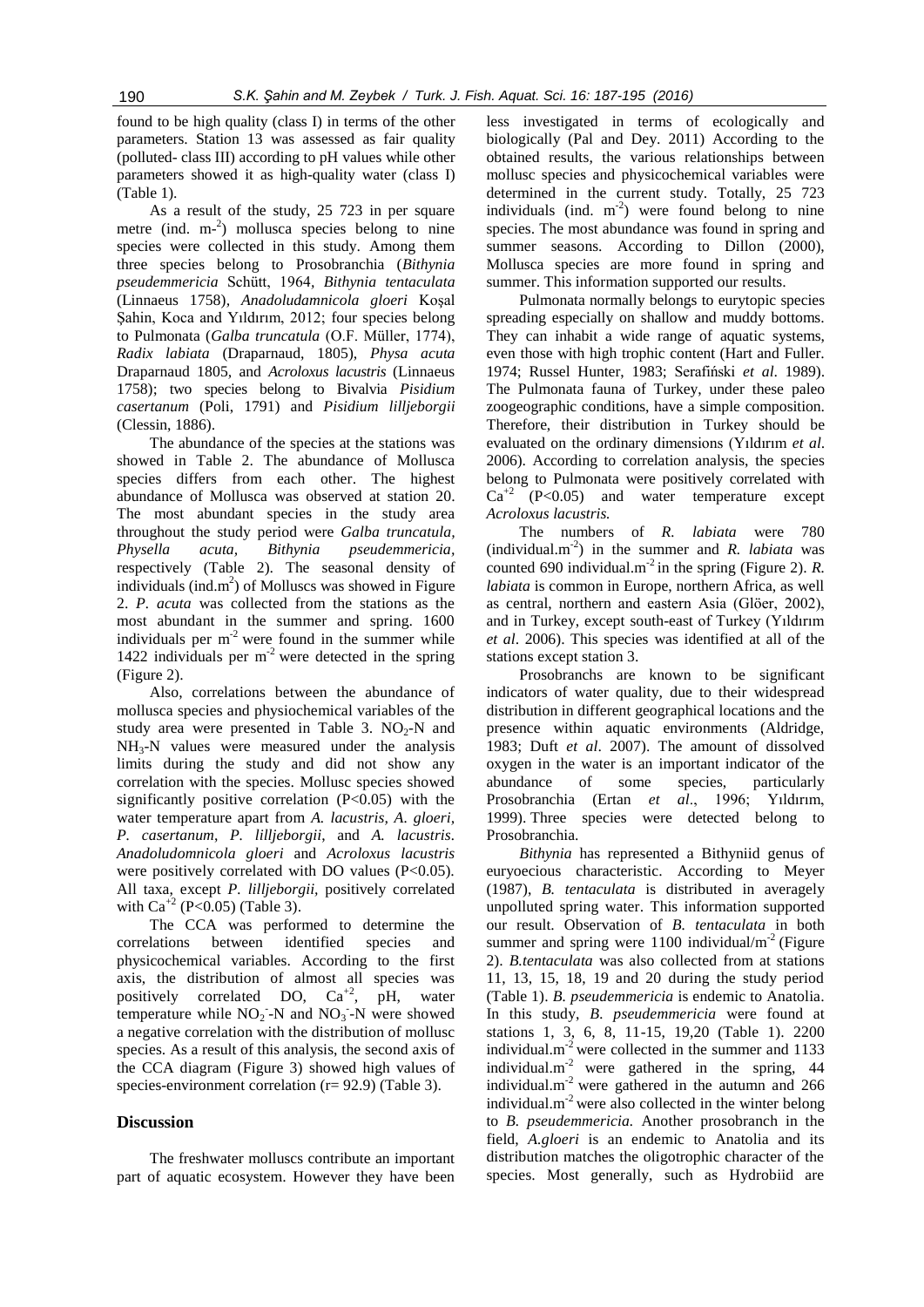found to be high quality (class I) in terms of the other parameters. Station 13 was assessed as fair quality (polluted- class III) according to pH values while other parameters showed it as high-quality water (class I) (Table 1).

As a result of the study, 25 723 in per square metre (ind. $m^{-2}$) mollusca species belong to nine species were collected in this study. Among them three species belong to Prosobranchia (*Bithynia pseudemmericia* Schütt, 1964, *Bithynia tentaculata* (Linnaeus 1758), *Anadoludamnicola gloeri* Koşal Şahin, Koca and Yıldırım, 2012; four species belong to Pulmonata (*Galba truncatula* (O.F. Müller, 1774), *Radix labiata* (Draparnaud, 1805), *Physa acuta* Draparnaud 1805, and *Acroloxus lacustris* (Linnaeus 1758); two species belong to Bivalvia *Pisidium casertanum* (Poli, 1791) and *Pisidium lilljeborgii* (Clessin, 1886).

The abundance of the species at the stations was showed in Table 2. The abundance of Mollusca species differs from each other. The highest abundance of Mollusca was observed at station 20. The most abundant species in the study area throughout the study period were *Galba truncatula, Physella acuta, Bithynia pseudemmericia,* respectively (Table 2). The seasonal density of individuals (ind.$m^2$) of Molluscs was showed in Figure 2. *P. acuta* was collected from the stations as the most abundant in the summer and spring. 1600 individuals per $m^{-2}$ were found in the summer while 1422 individuals per $m^{-2}$ were detected in the spring (Figure 2).

Also, correlations between the abundance of mollusca species and physiochemical variables of the study area were presented in Table 3. $NO_2$-N and $NH_3$-N values were measured under the analysis limits during the study and did not show any correlation with the species. Mollusc species showed significantly positive correlation ($P<0.05$) with the water temperature apart from *A. lacustris, A. gloeri, P. casertanum, P. lilljeborgii,* and *A. lacustris*. *Anadoludomnicola gloeri* and *Acroloxus lacustris* were positively correlated with DO values ($P<0.05$). All taxa, except *P. lilljeborgii,* positively correlated with $Ca^{+2}$ ($P<0.05$) (Table 3).

The CCA was performed to determine the correlations between identified species and physicochemical variables. According to the first axis, the distribution of almost all species was positively correlated DO, $Ca^{+2}$, pH, water temperature while $NO_2^-$-N and $NO_3^-$-N were showed a negative correlation with the distribution of mollusc species. As a result of this analysis, the second axis of the CCA diagram (Figure 3) showed high values of species-environment correlation (r= 92.9) (Table 3).

## Discussion

The freshwater molluscs contribute an important part of aquatic ecosystem. However they have been less investigated in terms of ecologically and biologically (Pal and Dey. 2011) According to the obtained results, the various relationships between mollusc species and physicochemical variables were determined in the current study. Totally, 25 723 individuals (ind. $m^{-2}$) were found belong to nine species. The most abundance was found in spring and summer seasons. According to Dillon (2000), Mollusca species are more found in spring and summer. This information supported our results.

Pulmonata normally belongs to eurytopic species spreading especially on shallow and muddy bottoms. They can inhabit a wide range of aquatic systems, even those with high trophic content (Hart and Fuller. 1974; Russel Hunter, 1983; Serafiński *et al*. 1989). The Pulmonata fauna of Turkey, under these paleo zoogeographic conditions, have a simple composition. Therefore, their distribution in Turkey should be evaluated on the ordinary dimensions (Yıldırım *et al*. 2006). According to correlation analysis, the species belong to Pulmonata were positively correlated with $Ca^{+2}$ ($P<0.05$) and water temperature except *Acroloxus lacustris.*

The numbers of *R. labiata* were 780 (individual.$m^{-2}$) in the summer and *R. labiata* was counted 690 individual.$m^{-2}$ in the spring (Figure 2). *R. labiata* is common in Europe, northern Africa, as well as central, northern and eastern Asia (Glöer, 2002), and in Turkey, except south-east of Turkey (Yıldırım *et al*. 2006). This species was identified at all of the stations except station 3.

Prosobranchs are known to be significant indicators of water quality, due to their widespread distribution in different geographical locations and the presence within aquatic environments (Aldridge, 1983; Duft *et al*. 2007). The amount of dissolved oxygen in the water is an important indicator of the abundance of some species, particularly Prosobranchia (Ertan *et al*., 1996; Yıldırım, 1999). Three species were detected belong to Prosobranchia.

*Bithynia* has represented a Bithyniid genus of euryoecious characteristic. According to Meyer (1987), *B. tentaculata* is distributed in averagely unpolluted spring water. This information supported our result. Observation of *B. tentaculata* in both summer and spring were 1100 individual/$m^{-2}$ (Figure 2). *B.tentaculata* was also collected from at stations 11, 13, 15, 18, 19 and 20 during the study period (Table 1). *B. pseudemmericia* is endemic to Anatolia. In this study, *B. pseudemmericia* were found at stations 1, 3, 6, 8, 11-15, 19,20 (Table 1). 2200 individual.$m^{-2}$ were collected in the summer and 1133 individual.$m^{-2}$ were gathered in the spring, 44 individual.$m^{-2}$ were gathered in the autumn and 266 individual.$m^{-2}$ were also collected in the winter belong to *B. pseudemmericia.* Another prosobranch in the field, *A.gloeri* is an endemic to Anatolia and its distribution matches the oligotrophic character of the species. Most generally, such as Hydrobiid are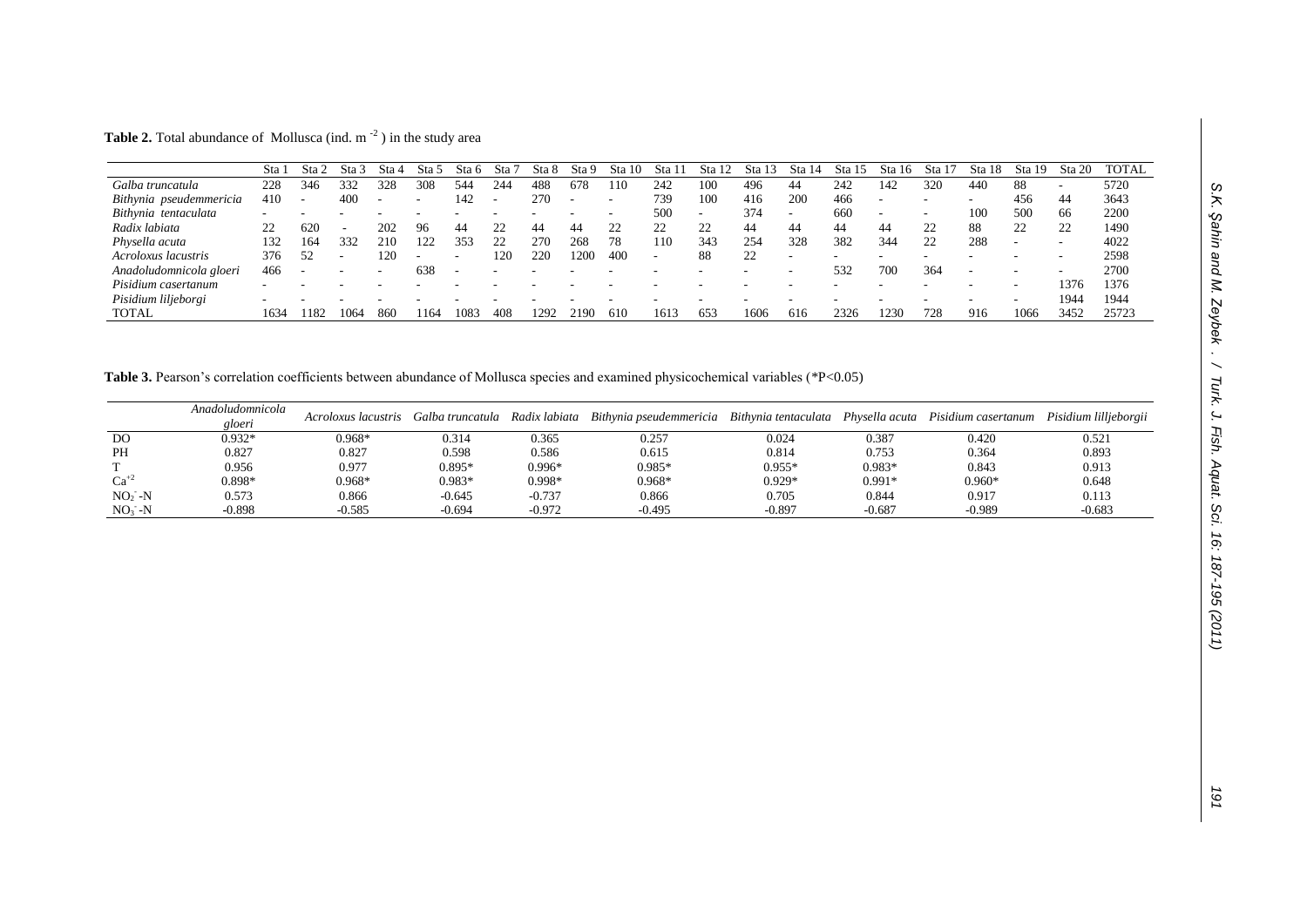**Table 2.** Total abundance of Mollusca (ind. $m^{-2}$) in the study area

| | Sta 1 | Sta 2 | Sta 3 | Sta 4 | Sta 5 | Sta 6 | Sta 7 | Sta 8 | Sta 9 | Sta 10 | Sta 11 | Sta 12 | Sta 13 | Sta 14 | Sta 15 | Sta 16 | Sta 17 | Sta 18 | Sta 19 | Sta 20 | TOTAL |
|---|---|---|---|---|---|---|---|---|---|---|---|---|---|---|---|---|---|---|---|---|---|
| *Galba truncatula* | 228 | 346 | 332 | 328 | 308 | 544 | 244 | 488 | 678 | 110 | 242 | 100 | 496 | 44 | 242 | 142 | 320 | 440 | 88 | - | 5720 |
| *Bithynia pseudemmericia* | 410 | - | 400 | - | - | 142 | - | 270 | - | - | 739 | 100 | 416 | 200 | 466 | - | - | - | 456 | 44 | 3643 |
| *Bithynia tentaculata* | - | - | - | - | - | - | - | - | - | - | 500 | - | 374 | - | 660 | - | - | 100 | 500 | 66 | 2200 |
| *Radix labiata* | 22 | 620 | - | 202 | 96 | 44 | 22 | 44 | 44 | 22 | 22 | 22 | 44 | 44 | 44 | 44 | 22 | 88 | 22 | 22 | 1490 |
| *Physella acuta* | 132 | 164 | 332 | 210 | 122 | 353 | 22 | 270 | 268 | 78 | 110 | 343 | 254 | 328 | 382 | 344 | 22 | 288 | - | - | 4022 |
| *Acroloxus lacustris* | 376 | 52 | - | 120 | - | - | 120 | 220 | 1200 | 400 | - | 88 | 22 | - | - | - | - | - | - | - | 2598 |
| *Anadoludomnicola gloeri* | 466 | - | - | - | 638 | - | - | - | - | - | - | - | - | - | 532 | 700 | 364 | - | - | - | 2700 |
| *Pisidium casertanum* | - | - | - | - | - | - | - | - | - | - | - | - | - | - | - | - | - | - | - | 1376 | 1376 |
| *Pisidium liljeborgi* | - | - | - | - | - | - | - | - | - | - | - | - | - | - | - | - | - | - | - | 1944 | 1944 |
| TOTAL | 1634 | 1182 | 1064 | 860 | 1164 | 1083 | 408 | 1292 | 2190 | 610 | 1613 | 653 | 1606 | 616 | 2326 | 1230 | 728 | 916 | 1066 | 3452 | 25723 |

**Table 3.** Pearson's correlation coefficients between abundance of Mollusca species and examined physicochemical variables (*P<0.05)

| | *Anadoludomnicola gloeri* | *Acroloxus lacustris* | *Galba truncatula* | *Radix labiata* | *Bithynia pseudemmericia* | *Bithynia tentaculata* | *Physella acuta* | *Pisidium casertanum* | *Pisidium lilljeborgii* |
|---|---|---|---|---|---|---|---|---|---|
| DO | 0.932* | 0.968* | 0.314 | 0.365 | 0.257 | 0.024 | 0.387 | 0.420 | 0.521 |
| PH | 0.827 | 0.827 | 0.598 | 0.586 | 0.615 | 0.814 | 0.753 | 0.364 | 0.893 |
| T | 0.956 | 0.977 | 0.895* | 0.996* | 0.985* | 0.955* | 0.983* | 0.843 | 0.913 |
| $Ca^{+2}$ | 0.898* | 0.968* | 0.983* | 0.998* | 0.968* | 0.929* | 0.991* | 0.960* | 0.648 |
| $NO_2^-$-N | 0.573 | 0.866 | -0.645 | -0.737 | 0.866 | 0.705 | 0.844 | 0.917 | 0.113 |
| $NO_3^-$-N | -0.898 | -0.585 | -0.694 | -0.972 | -0.495 | -0.897 | -0.687 | -0.989 | -0.683 |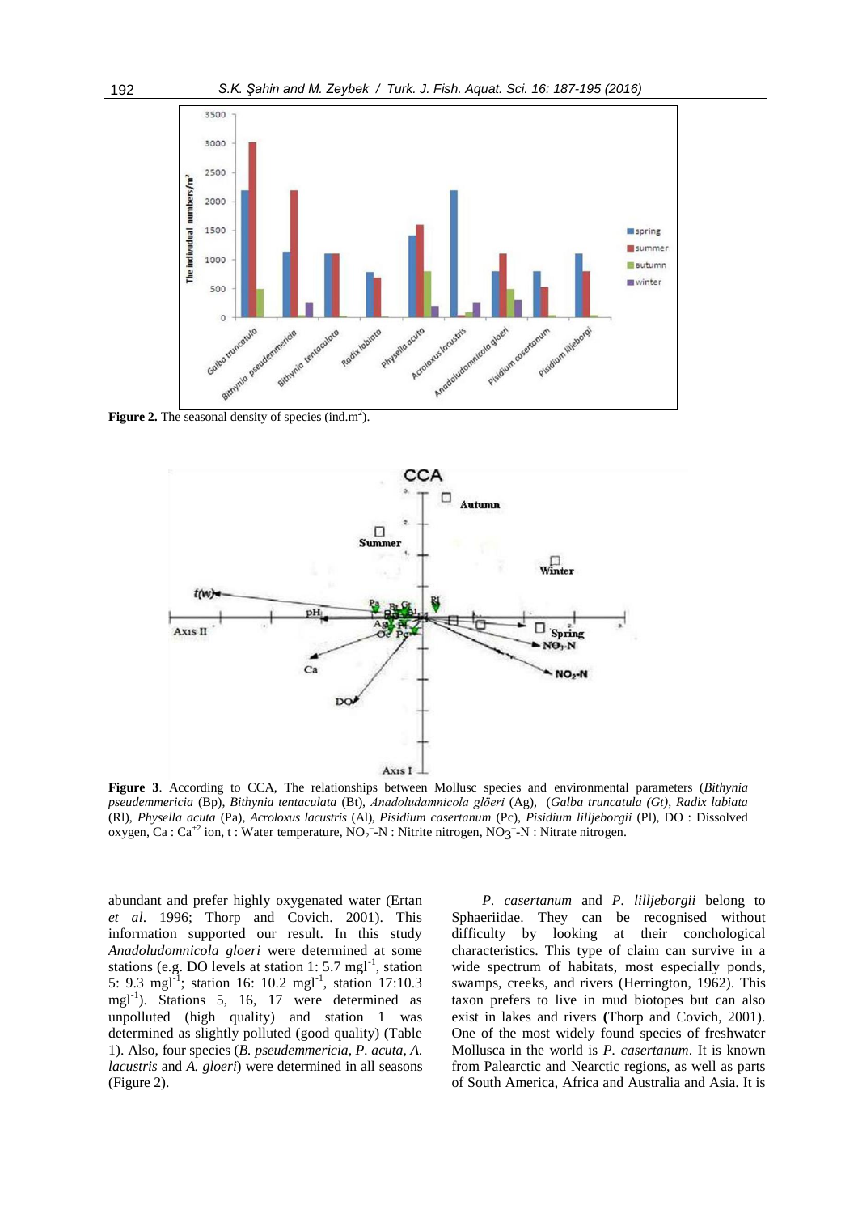**Figure 2.** The seasonal density of species (ind.m$^2$).

**Figure 3**. According to CCA, The relationships between Mollusc species and environmental parameters (*Bithynia pseudemmericia* (Bp), *Bithynia tentaculata* (Bt), *Anadoludamnicola glöeri* (Ag), (*Galba truncatula (Gt), Radix labiata* (Rl), *Physella acuta* (Pa), *Acroloxus lacustris* (Al), *Pisidium casertanum* (Pc), *Pisidium lilljeborgii* (Pl), DO : Dissolved oxygen, Ca : $Ca^{+2}$ ion, t : Water temperature, $NO_2^-$-N : Nitrite nitrogen, $NO_3^-$-N : Nitrate nitrogen.

abundant and prefer highly oxygenated water (Ertan *et al*. 1996; Thorp and Covich. 2001). This information supported our result. In this study *Anadoludomnicola gloeri* were determined at some stations (e.g. DO levels at station 1: 5.7 mgl$^{-1}$, station 5: 9.3 mgl$^{-1}$; station 16: 10.2 mgl$^{-1}$, station 17:10.3 mgl$^{-1}$). Stations 5, 16, 17 were determined as unpolluted (high quality) and station 1 was determined as slightly polluted (good quality) (Table 1). Also, four species (*B. pseudemmericia*, *P. acuta*, *A. lacustris* and *A. gloeri*) were determined in all seasons (Figure 2).

*P. casertanum* and *P. lilljeborgii* belong to Sphaeriidae. They can be recognised without difficulty by looking at their conchological characteristics. This type of claim can survive in a wide spectrum of habitats, most especially ponds, swamps, creeks, and rivers (Herrington, 1962). This taxon prefers to live in mud biotopes but can also exist in lakes and rivers (Thorp and Covich, 2001). One of the most widely found species of freshwater Mollusca in the world is *P. casertanum*. It is known from Palearctic and Nearctic regions, as well as parts of South America, Africa and Australia and Asia. It is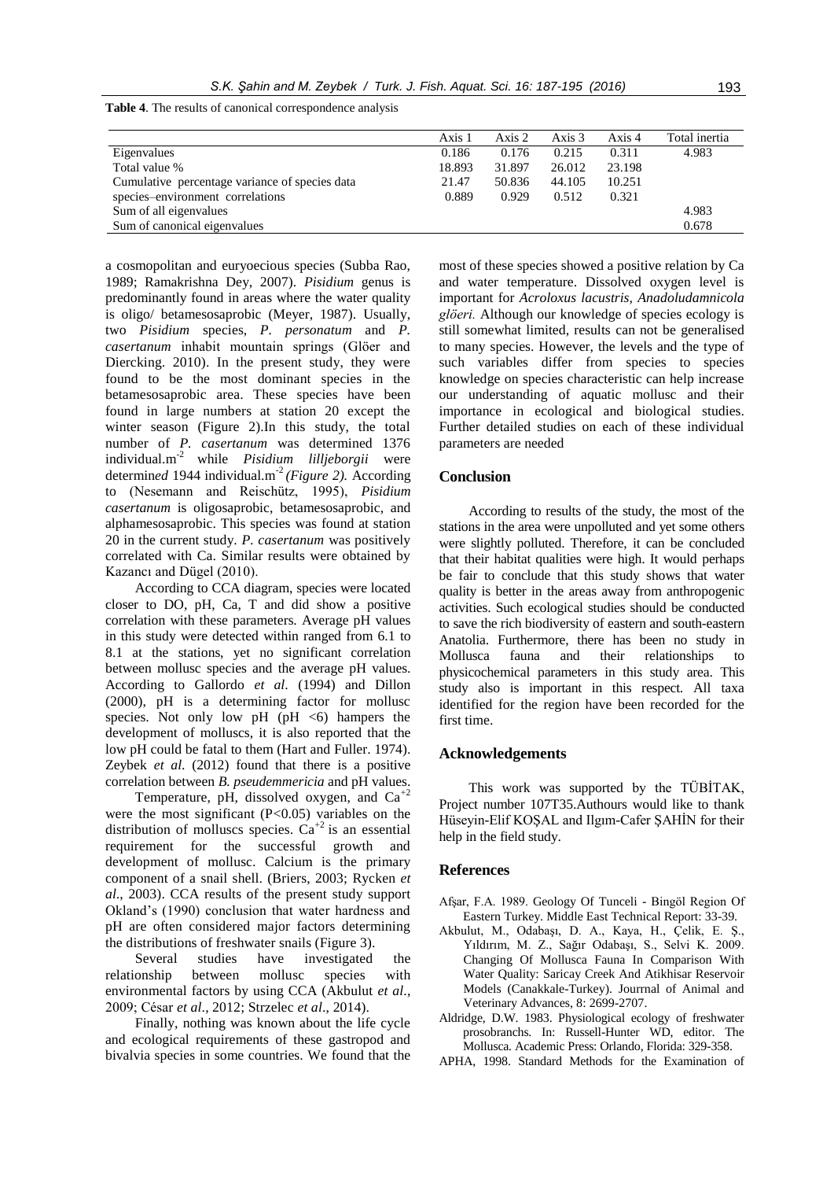**Table 4**. The results of canonical correspondence analysis

| | Axis 1 | Axis 2 | Axis 3 | Axis 4 | Total inertia |
|---|---|---|---|---|---|
| Eigenvalues | 0.186 | 0.176 | 0.215 | 0.311 | 4.983 |
| Total value % | 18.893 | 31.897 | 26.012 | 23.198 | |
| Cumulative percentage variance of species data | 21.47 | 50.836 | 44.105 | 10.251 | |
| species–environment correlations | 0.889 | 0.929 | 0.512 | 0.321 | |
| Sum of all eigenvalues | | | | | 4.983 |
| Sum of canonical eigenvalues | | | | | 0.678 |

a cosmopolitan and euryoecious species (Subba Rao, 1989; Ramakrishna Dey, 2007). *Pisidium* genus is predominantly found in areas where the water quality is oligo/ betamesosaprobic (Meyer, 1987). Usually, two *Pisidium* species, *P. personatum* and *P. casertanum* inhabit mountain springs (Glöer and Diercking. 2010). In the present study, they were found to be the most dominant species in the betamesosaprobic area. These species have been found in large numbers at station 20 except the winter season (Figure 2).In this study, the total number of *P. casertanum* was determined 1376 individual.m$^{-2}$ while *Pisidium lilljeborgii* were determin*ed* 1944 individual.m$^{-2}$ *(Figure 2).* According to (Nesemann and Reischütz, 1995), *Pisidium casertanum* is oligosaprobic, betamesosaprobic, and alphamesosaprobic. This species was found at station 20 in the current study. *P. casertanum* was positively correlated with Ca. Similar results were obtained by Kazancı and Dügel (2010).

According to CCA diagram, species were located closer to DO, pH, Ca, T and did show a positive correlation with these parameters. Average pH values in this study were detected within ranged from 6.1 to 8.1 at the stations, yet no significant correlation between mollusc species and the average pH values. According to Gallordo *et al*. (1994) and Dillon (2000), pH is a determining factor for mollusc species. Not only low pH (pH <6) hampers the development of molluscs, it is also reported that the low pH could be fatal to them (Hart and Fuller. 1974). Zeybek *et al*. (2012) found that there is a positive correlation between *B. pseudemmericia* and pH values.

Temperature, pH, dissolved oxygen, and $Ca^{+2}$ were the most significant ($P<0.05$) variables on the distribution of molluscs species. $Ca^{+2}$ is an essential requirement for the successful growth and development of mollusc. Calcium is the primary component of a snail shell. (Briers, 2003; Rycken *et al*., 2003). CCA results of the present study support Okland's (1990) conclusion that water hardness and pH are often considered major factors determining the distributions of freshwater snails (Figure 3).

Several studies have investigated the relationship between mollusc species with environmental factors by using CCA (Akbulut *et al*., 2009; César *et al*., 2012; Strzelec *et al*., 2014).

Finally, nothing was known about the life cycle and ecological requirements of these gastropod and bivalvia species in some countries. We found that the most of these species showed a positive relation by Ca and water temperature. Dissolved oxygen level is important for *Acroloxus lacustris, Anadoludamnicola glöeri.* Although our knowledge of species ecology is still somewhat limited, results can not be generalised to many species. However, the levels and the type of such variables differ from species to species knowledge on species characteristic can help increase our understanding of aquatic mollusc and their importance in ecological and biological studies. Further detailed studies on each of these individual parameters are needed

## Conclusion

According to results of the study, the most of the stations in the area were unpolluted and yet some others were slightly polluted. Therefore, it can be concluded that their habitat qualities were high. It would perhaps be fair to conclude that this study shows that water quality is better in the areas away from anthropogenic activities. Such ecological studies should be conducted to save the rich biodiversity of eastern and south-eastern Anatolia. Furthermore, there has been no study in Mollusca fauna and their relationships to physicochemical parameters in this study area. This study also is important in this respect. All taxa identified for the region have been recorded for the first time.

## Acknowledgements

This work was supported by the TÜBİTAK, Project number 107T35.Authours would like to thank Hüseyin-Elif KOŞAL and Ilgım-Cafer ŞAHİN for their help in the field study.

## References

Afşar, F.A. 1989. Geology Of Tunceli - Bingöl Region Of Eastern Turkey. Middle East Technical Report: 33-39.

Akbulut, M., Odabaşı, D. A., Kaya, H., Çelik, E. Ş., Yıldırım, M. Z., Sağır Odabaşı, S., Selvi K. 2009. Changing Of Mollusca Fauna In Comparison With Water Quality: Saricay Creek And Atikhisar Reservoir Models (Canakkale-Turkey). Jourrnal of Animal and Veterinary Advances, 8: 2699-2707.

Aldridge, D.W. 1983. Physiological ecology of freshwater prosobranchs. In: Russell-Hunter WD, editor. The Mollusca. Academic Press: Orlando, Florida: 329-358.

APHA, 1998. Standard Methods for the Examination of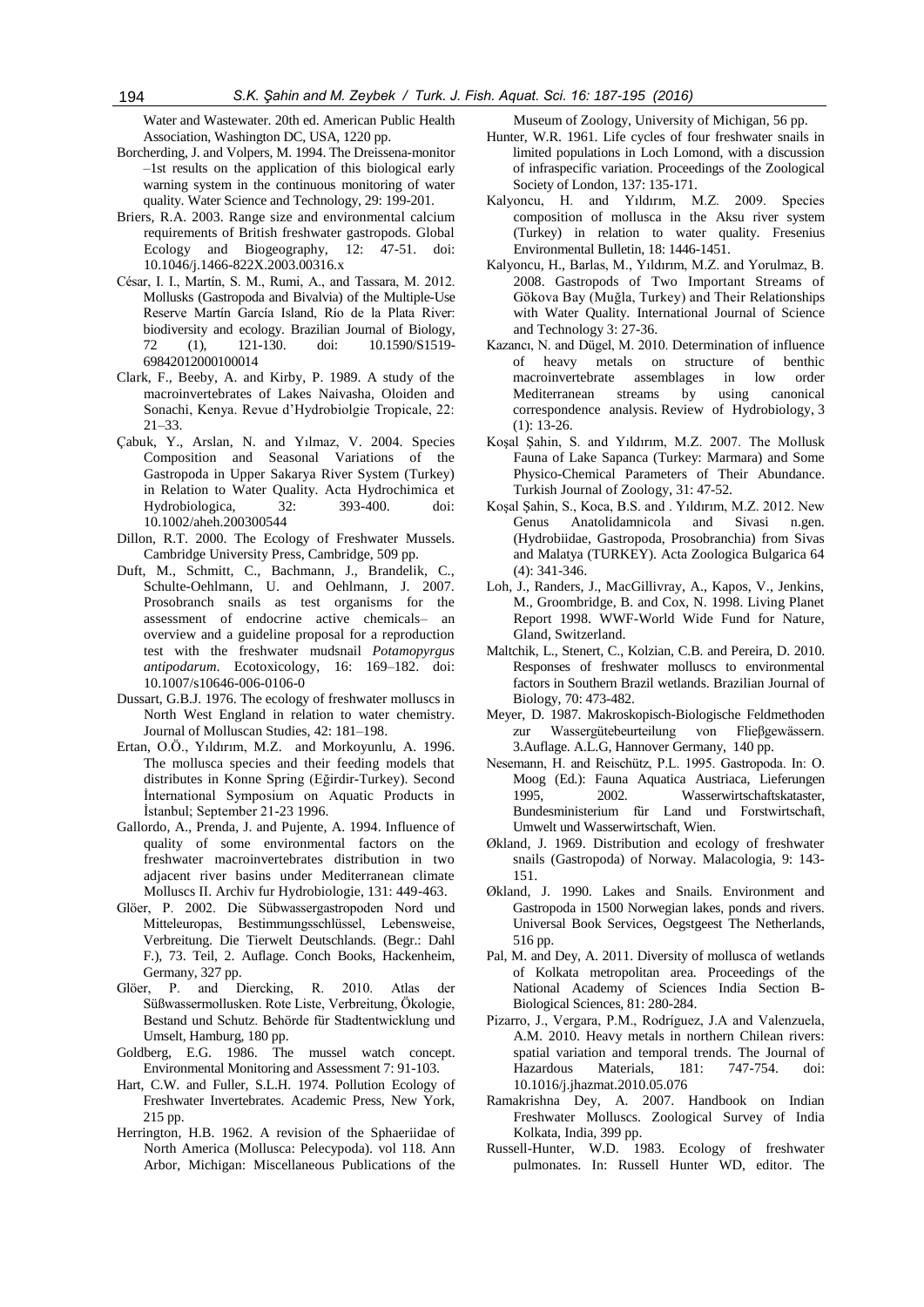Water and Wastewater. 20th ed. American Public Health Association, Washington DC, USA, 1220 pp.

Borcherding, J. and Volpers, M. 1994. The Dreissena-monitor –1st results on the application of this biological early warning system in the continuous monitoring of water quality. Water Science and Technology, 29: 199-201.

Briers, R.A. 2003. Range size and environmental calcium requirements of British freshwater gastropods. Global Ecology and Biogeography, 12: 47-51. doi: 10.1046/j.1466-822X.2003.00316.x

César, I. I., Martín, S. M., Rumi, A., and Tassara, M. 2012. Mollusks (Gastropoda and Bivalvia) of the Multiple-Use Reserve Martín García Island, Río de la Plata River: biodiversity and ecology. Brazilian Journal of Biology, 72 (1), 121-130. doi: 10.1590/S1519-69842012000100014

Clark, F., Beeby, A. and Kirby, P. 1989. A study of the macroinvertebrates of Lakes Naivasha, Oloiden and Sonachi, Kenya. Revue d'Hydrobiolgie Tropicale, 22: 21–33.

Çabuk, Y., Arslan, N. and Yılmaz, V. 2004. Species Composition and Seasonal Variations of the Gastropoda in Upper Sakarya River System (Turkey) in Relation to Water Quality. Acta Hydrochimica et Hydrobiologica, 32: 393-400. doi: 10.1002/aheh.200300544

Dillon, R.T. 2000. The Ecology of Freshwater Mussels. Cambridge University Press, Cambridge, 509 pp.

Duft, M., Schmitt, C., Bachmann, J., Brandelik, C., Schulte-Oehlmann, U. and Oehlmann, J. 2007. Prosobranch snails as test organisms for the assessment of endocrine active chemicals– an overview and a guideline proposal for a reproduction test with the freshwater mudsnail *Potamopyrgus antipodarum*. Ecotoxicology, 16: 169–182. doi: 10.1007/s10646-006-0106-0

Dussart, G.B.J. 1976. The ecology of freshwater molluscs in North West England in relation to water chemistry. Journal of Molluscan Studies, 42: 181–198.

Ertan, O.Ö., Yıldırım, M.Z. and Morkoyunlu, A. 1996. The mollusca species and their feeding models that distributes in Konne Spring (Eğirdir-Turkey). Second İnternational Symposium on Aquatic Products in İstanbul; September 21-23 1996.

Gallordo, A., Prenda, J. and Pujente, A. 1994. Influence of quality of some environmental factors on the freshwater macroinvertebrates distribution in two adjacent river basins under Mediterranean climate Molluscs II. Archiv fur Hydrobiologie, 131: 449-463.

Glöer, P. 2002. Die Sübwassergastropoden Nord und Mitteleuropas, Bestimmungsschlüssel, Lebensweise, Verbreitung. Die Tierwelt Deutschlands. (Begr.: Dahl F.), 73. Teil, 2. Auflage. Conch Books, Hackenheim, Germany, 327 pp.

Glöer, P. and Diercking, R. 2010. Atlas der Süßwassermollusken. Rote Liste, Verbreitung, Ökologie, Bestand und Schutz. Behörde für Stadtentwicklung und Umselt, Hamburg, 180 pp.

Goldberg, E.G. 1986. The mussel watch concept. Environmental Monitoring and Assessment 7: 91-103.

Hart, C.W. and Fuller, S.L.H. 1974. Pollution Ecology of Freshwater Invertebrates. Academic Press, New York, 215 pp.

Herrington, H.B. 1962. A revision of the Sphaeriidae of North America (Mollusca: Pelecypoda). vol 118. Ann Arbor, Michigan: Miscellaneous Publications of the Museum of Zoology, University of Michigan, 56 pp.

Hunter, W.R. 1961. Life cycles of four freshwater snails in limited populations in Loch Lomond, with a discussion of infraspecific variation. Proceedings of the Zoological Society of London, 137: 135-171.

Kalyoncu, H. and Yıldırım, M.Z. 2009. Species composition of mollusca in the Aksu river system (Turkey) in relation to water quality. Fresenius Environmental Bulletin, 18: 1446-1451.

Kalyoncu, H., Barlas, M., Yıldırım, M.Z. and Yorulmaz, B. 2008. Gastropods of Two Important Streams of Gökova Bay (Muğla, Turkey) and Their Relationships with Water Quality. International Journal of Science and Technology 3: 27-36.

Kazancı, N. and Dügel, M. 2010. Determination of influence of heavy metals on structure of benthic macroinvertebrate assemblages in low order Mediterranean streams by using canonical correspondence analysis. Review of Hydrobiology, 3 (1): 13-26.

Koşal Şahin, S. and Yıldırım, M.Z. 2007. The Mollusk Fauna of Lake Sapanca (Turkey: Marmara) and Some Physico-Chemical Parameters of Their Abundance. Turkish Journal of Zoology, 31: 47-52.

Koşal Şahin, S., Koca, B.S. and . Yıldırım, M.Z. 2012. New Genus Anatolidamnicola and Sivasi n.gen. (Hydrobiidae, Gastropoda, Prosobranchia) from Sivas and Malatya (TURKEY). Acta Zoologica Bulgarica 64 (4): 341-346.

Loh, J., Randers, J., MacGillivray, A., Kapos, V., Jenkins, M., Groombridge, B. and Cox, N. 1998. Living Planet Report 1998. WWF-World Wide Fund for Nature, Gland, Switzerland.

Maltchik, L., Stenert, C., Kolzian, C.B. and Pereira, D. 2010. Responses of freshwater molluscs to environmental factors in Southern Brazil wetlands. Brazilian Journal of Biology, 70: 473-482.

Meyer, D. 1987. Makroskopisch-Biologische Feldmethoden zur Wassergütebeurteilung von Flieβgewässern. 3.Auflage. A.L.G, Hannover Germany, 140 pp.

Nesemann, H. and Reischütz, P.L. 1995. Gastropoda. In: O. Moog (Ed.): Fauna Aquatica Austriaca, Lieferungen 1995, 2002. Wasserwirtschaftskataster, Bundesministerium für Land und Forstwirtschaft, Umwelt und Wasserwirtschaft, Wien.

Økland, J. 1969. Distribution and ecology of freshwater snails (Gastropoda) of Norway. Malacologia, 9: 143-151.

Økland, J. 1990. Lakes and Snails. Environment and Gastropoda in 1500 Norwegian lakes, ponds and rivers. Universal Book Services, Oegstgeest The Netherlands, 516 pp.

Pal, M. and Dey, A. 2011. Diversity of mollusca of wetlands of Kolkata metropolitan area. Proceedings of the National Academy of Sciences India Section B-Biological Sciences, 81: 280-284.

Pizarro, J., Vergara, P.M., Rodríguez, J.A and Valenzuela, A.M. 2010. Heavy metals in northern Chilean rivers: spatial variation and temporal trends. The Journal of Hazardous Materials, 181: 747-754. doi: 10.1016/j.jhazmat.2010.05.076

Ramakrishna Dey, A. 2007. Handbook on Indian Freshwater Molluscs. Zoological Survey of India Kolkata, India, 399 pp.

Russell-Hunter, W.D. 1983. Ecology of freshwater pulmonates. In: Russell Hunter WD, editor. The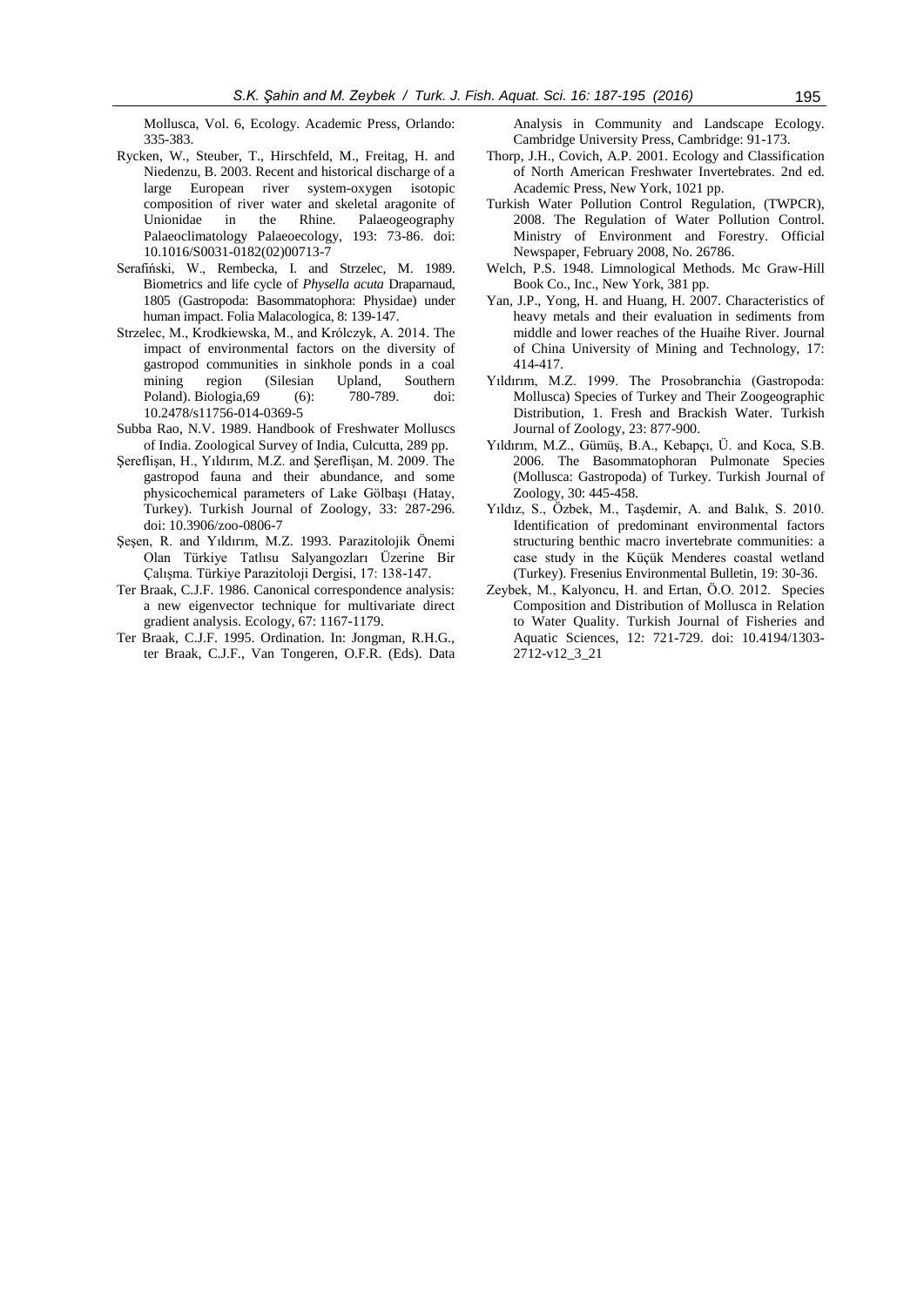Mollusca, Vol. 6, Ecology. Academic Press, Orlando: 335-383.

Rycken, W., Steuber, T., Hirschfeld, M., Freitag, H. and Niedenzu, B. 2003. Recent and historical discharge of a large European river system-oxygen isotopic composition of river water and skeletal aragonite of Unionidae in the Rhine. Palaeogeography Palaeoclimatology Palaeoecology, 193: 73-86. doi: 10.1016/S0031-0182(02)00713-7

Serafiński, W., Rembecka, I. and Strzelec, M. 1989. Biometrics and life cycle of *Physella acuta* Draparnaud, 1805 (Gastropoda: Basommatophora: Physidae) under human impact. Folia Malacologica, 8: 139-147.

Strzelec, M., Krodkiewska, M., and Królczyk, A. 2014. The impact of environmental factors on the diversity of gastropod communities in sinkhole ponds in a coal mining region (Silesian Upland, Southern Poland). Biologia,69 (6): 780-789. doi: 10.2478/s11756-014-0369-5

Subba Rao, N.V. 1989. Handbook of Freshwater Molluscs of India. Zoological Survey of India, Culcutta, 289 pp.

Şereflişan, H., Yıldırım, M.Z. and Şereflişan, M. 2009. The gastropod fauna and their abundance, and some physicochemical parameters of Lake Gölbaşı (Hatay, Turkey). Turkish Journal of Zoology, 33: 287-296. doi: 10.3906/zoo-0806-7

Şeşen, R. and Yıldırım, M.Z. 1993. Parazitolojik Önemi Olan Türkiye Tatlısu Salyangozları Üzerine Bir Çalışma. Türkiye Parazitoloji Dergisi, 17: 138-147.

Ter Braak, C.J.F. 1986. Canonical correspondence analysis: a new eigenvector technique for multivariate direct gradient analysis. Ecology, 67: 1167-1179.

Ter Braak, C.J.F. 1995. Ordination. In: Jongman, R.H.G., ter Braak, C.J.F., Van Tongeren, O.F.R. (Eds). Data Analysis in Community and Landscape Ecology. Cambridge University Press, Cambridge: 91-173.

Thorp, J.H., Covich, A.P. 2001. Ecology and Classification of North American Freshwater Invertebrates. 2nd ed. Academic Press, New York, 1021 pp.

Turkish Water Pollution Control Regulation, (TWPCR), 2008. The Regulation of Water Pollution Control. Ministry of Environment and Forestry. Official Newspaper, February 2008, No. 26786.

Welch, P.S. 1948. Limnological Methods. Mc Graw-Hill Book Co., Inc., New York, 381 pp.

Yan, J.P., Yong, H. and Huang, H. 2007. Characteristics of heavy metals and their evaluation in sediments from middle and lower reaches of the Huaihe River. Journal of China University of Mining and Technology, 17: 414-417.

Yıldırım, M.Z. 1999. The Prosobranchia (Gastropoda: Mollusca) Species of Turkey and Their Zoogeographic Distribution, 1. Fresh and Brackish Water. Turkish Journal of Zoology, 23: 877-900.

Yıldırım, M.Z., Gümüş, B.A., Kebapçı, Ü. and Koca, S.B. 2006. The Basommatophoran Pulmonate Species (Mollusca: Gastropoda) of Turkey. Turkish Journal of Zoology, 30: 445-458.

Yıldız, S., Özbek, M., Taşdemir, A. and Balık, S. 2010. Identification of predominant environmental factors structuring benthic macro invertebrate communities: a case study in the Küçük Menderes coastal wetland (Turkey). Fresenius Environmental Bulletin, 19: 30-36.

Zeybek, M., Kalyoncu, H. and Ertan, Ö.O. 2012. Species Composition and Distribution of Mollusca in Relation to Water Quality. Turkish Journal of Fisheries and Aquatic Sciences, 12: 721-729. doi: 10.4194/1303-2712-v12_3_21